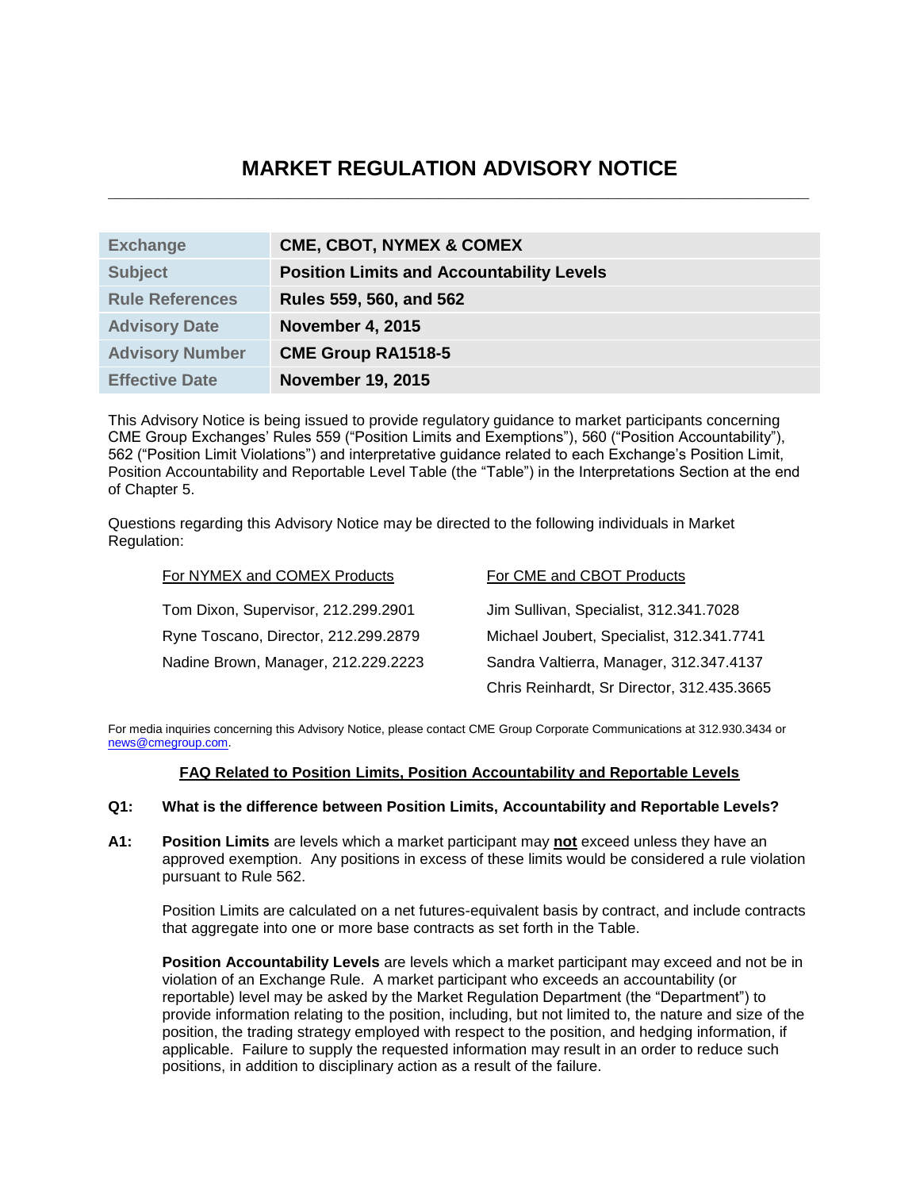# MARKET REGULATION ADVISORY NOTICE

| | |
|---|---|
| **Exchange** | **CME, CBOT, NYMEX & COMEX** |
| **Subject** | **Position Limits and Accountability Levels** |
| **Rule References** | **Rules 559, 560, and 562** |
| **Advisory Date** | **November 4, 2015** |
| **Advisory Number** | **CME Group RA1518-5** |
| **Effective Date** | **November 19, 2015** |

This Advisory Notice is being issued to provide regulatory guidance to market participants concerning CME Group Exchanges' Rules 559 ("Position Limits and Exemptions"), 560 ("Position Accountability"), 562 ("Position Limit Violations") and interpretative guidance related to each Exchange's Position Limit, Position Accountability and Reportable Level Table (the "Table") in the Interpretations Section at the end of Chapter 5.

Questions regarding this Advisory Notice may be directed to the following individuals in Market Regulation:

For NYMEX and COMEX Products

Tom Dixon, Supervisor, 212.299.2901

Ryne Toscano, Director, 212.299.2879

Nadine Brown, Manager, 212.229.2223

For CME and CBOT Products

Jim Sullivan, Specialist, 312.341.7028

Michael Joubert, Specialist, 312.341.7741

Sandra Valtierra, Manager, 312.347.4137

Chris Reinhardt, Sr Director, 312.435.3665

For media inquiries concerning this Advisory Notice, please contact CME Group Corporate Communications at 312.930.3434 or news@cmegroup.com.

## FAQ Related to Position Limits, Position Accountability and Reportable Levels

**Q1: What is the difference between Position Limits, Accountability and Reportable Levels?**

**A1:** **Position Limits** are levels which a market participant may **not** exceed unless they have an approved exemption. Any positions in excess of these limits would be considered a rule violation pursuant to Rule 562.

Position Limits are calculated on a net futures-equivalent basis by contract, and include contracts that aggregate into one or more base contracts as set forth in the Table.

**Position Accountability Levels** are levels which a market participant may exceed and not be in violation of an Exchange Rule. A market participant who exceeds an accountability (or reportable) level may be asked by the Market Regulation Department (the "Department") to provide information relating to the position, including, but not limited to, the nature and size of the position, the trading strategy employed with respect to the position, and hedging information, if applicable. Failure to supply the requested information may result in an order to reduce such positions, in addition to disciplinary action as a result of the failure.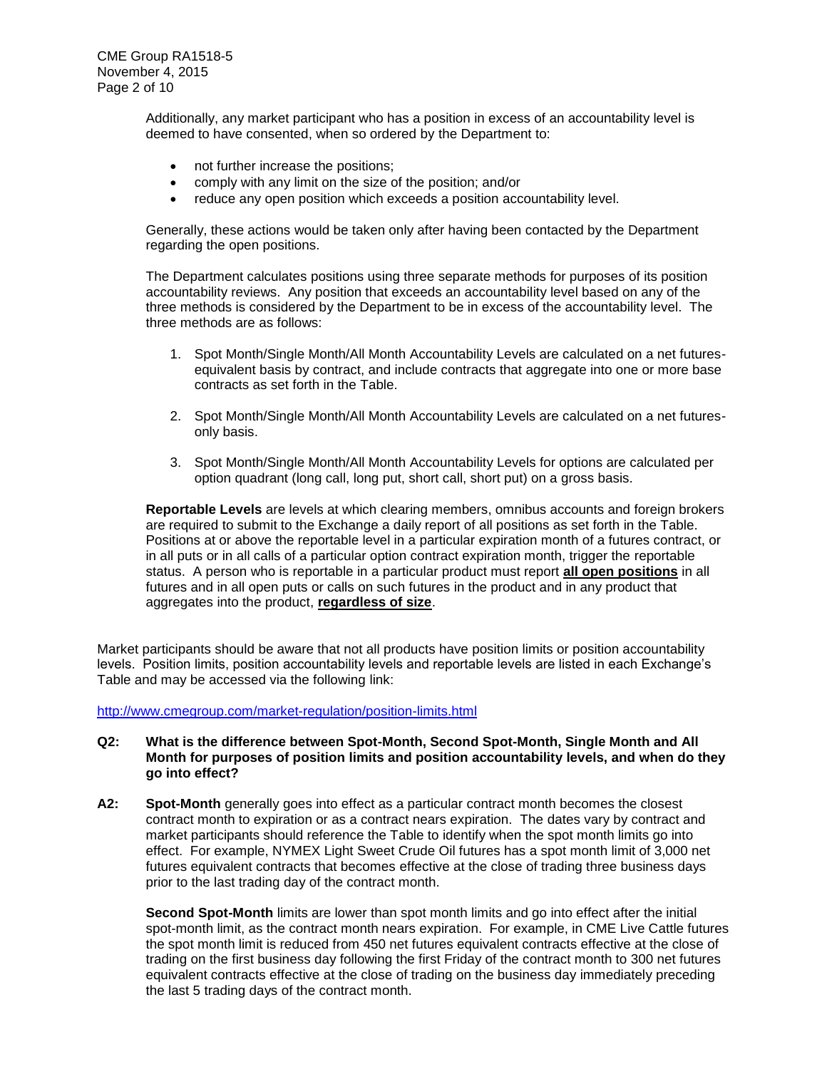Additionally, any market participant who has a position in excess of an accountability level is deemed to have consented, when so ordered by the Department to:

- not further increase the positions;
- comply with any limit on the size of the position; and/or
- reduce any open position which exceeds a position accountability level.

Generally, these actions would be taken only after having been contacted by the Department regarding the open positions.

The Department calculates positions using three separate methods for purposes of its position accountability reviews. Any position that exceeds an accountability level based on any of the three methods is considered by the Department to be in excess of the accountability level. The three methods are as follows:

1. Spot Month/Single Month/All Month Accountability Levels are calculated on a net futures-equivalent basis by contract, and include contracts that aggregate into one or more base contracts as set forth in the Table.

2. Spot Month/Single Month/All Month Accountability Levels are calculated on a net futures-only basis.

3. Spot Month/Single Month/All Month Accountability Levels for options are calculated per option quadrant (long call, long put, short call, short put) on a gross basis.

**Reportable Levels** are levels at which clearing members, omnibus accounts and foreign brokers are required to submit to the Exchange a daily report of all positions as set forth in the Table. Positions at or above the reportable level in a particular expiration month of a futures contract, or in all puts or in all calls of a particular option contract expiration month, trigger the reportable status. A person who is reportable in a particular product must report **all open positions** in all futures and in all open puts or calls on such futures in the product and in any product that aggregates into the product, **regardless of size**.

Market participants should be aware that not all products have position limits or position accountability levels. Position limits, position accountability levels and reportable levels are listed in each Exchange's Table and may be accessed via the following link:

http://www.cmegroup.com/market-regulation/position-limits.html

**Q2: What is the difference between Spot-Month, Second Spot-Month, Single Month and All Month for purposes of position limits and position accountability levels, and when do they go into effect?**

**A2:** **Spot-Month** generally goes into effect as a particular contract month becomes the closest contract month to expiration or as a contract nears expiration. The dates vary by contract and market participants should reference the Table to identify when the spot month limits go into effect. For example, NYMEX Light Sweet Crude Oil futures has a spot month limit of 3,000 net futures equivalent contracts that becomes effective at the close of trading three business days prior to the last trading day of the contract month.

**Second Spot-Month** limits are lower than spot month limits and go into effect after the initial spot-month limit, as the contract month nears expiration. For example, in CME Live Cattle futures the spot month limit is reduced from 450 net futures equivalent contracts effective at the close of trading on the first business day following the first Friday of the contract month to 300 net futures equivalent contracts effective at the close of trading on the business day immediately preceding the last 5 trading days of the contract month.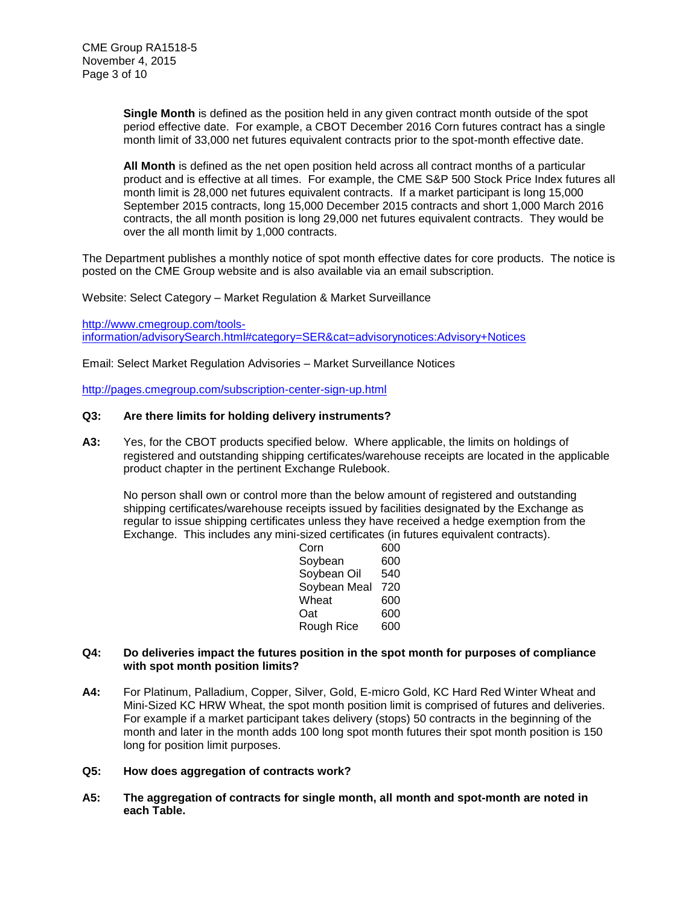**Single Month** is defined as the position held in any given contract month outside of the spot period effective date. For example, a CBOT December 2016 Corn futures contract has a single month limit of 33,000 net futures equivalent contracts prior to the spot-month effective date.

**All Month** is defined as the net open position held across all contract months of a particular product and is effective at all times. For example, the CME S&P 500 Stock Price Index futures all month limit is 28,000 net futures equivalent contracts. If a market participant is long 15,000 September 2015 contracts, long 15,000 December 2015 contracts and short 1,000 March 2016 contracts, the all month position is long 29,000 net futures equivalent contracts. They would be over the all month limit by 1,000 contracts.

The Department publishes a monthly notice of spot month effective dates for core products. The notice is posted on the CME Group website and is also available via an email subscription.

Website: Select Category – Market Regulation & Market Surveillance

http://www.cmegroup.com/tools-information/advisorySearch.html#category=SER&cat=advisorynotices:Advisory+Notices

Email: Select Market Regulation Advisories – Market Surveillance Notices

http://pages.cmegroup.com/subscription-center-sign-up.html

**Q3: Are there limits for holding delivery instruments?**

**A3:** Yes, for the CBOT products specified below. Where applicable, the limits on holdings of registered and outstanding shipping certificates/warehouse receipts are located in the applicable product chapter in the pertinent Exchange Rulebook.

No person shall own or control more than the below amount of registered and outstanding shipping certificates/warehouse receipts issued by facilities designated by the Exchange as regular to issue shipping certificates unless they have received a hedge exemption from the Exchange. This includes any mini-sized certificates (in futures equivalent contracts).

| Product | Limit |
|---|---|
| Corn | 600 |
| Soybean | 600 |
| Soybean Oil | 540 |
| Soybean Meal | 720 |
| Wheat | 600 |
| Oat | 600 |
| Rough Rice | 600 |

**Q4: Do deliveries impact the futures position in the spot month for purposes of compliance with spot month position limits?**

**A4:** For Platinum, Palladium, Copper, Silver, Gold, E-micro Gold, KC Hard Red Winter Wheat and Mini-Sized KC HRW Wheat, the spot month position limit is comprised of futures and deliveries. For example if a market participant takes delivery (stops) 50 contracts in the beginning of the month and later in the month adds 100 long spot month futures their spot month position is 150 long for position limit purposes.

**Q5: How does aggregation of contracts work?**

**A5: The aggregation of contracts for single month, all month and spot-month are noted in each Table.**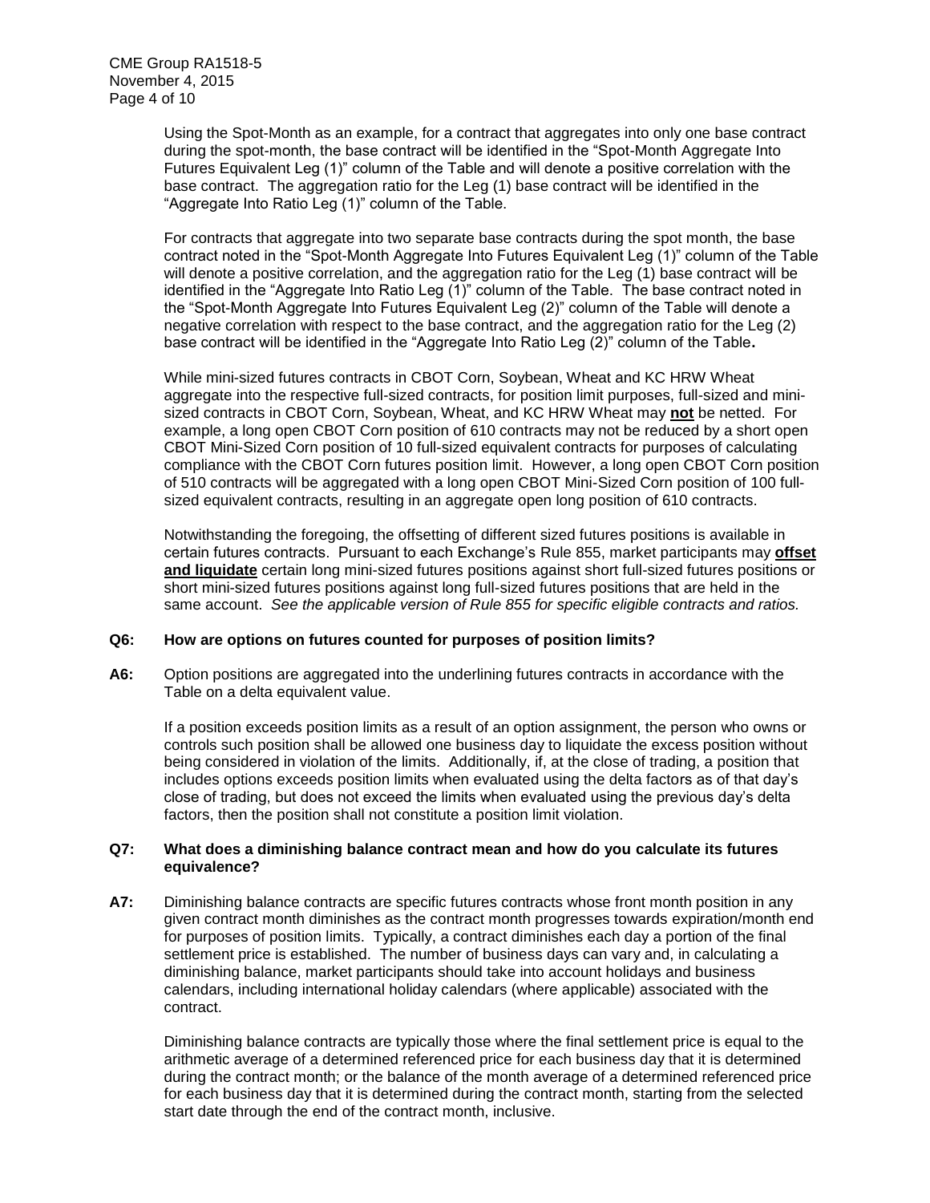Using the Spot-Month as an example, for a contract that aggregates into only one base contract during the spot-month, the base contract will be identified in the "Spot-Month Aggregate Into Futures Equivalent Leg (1)" column of the Table and will denote a positive correlation with the base contract. The aggregation ratio for the Leg (1) base contract will be identified in the "Aggregate Into Ratio Leg (1)" column of the Table.

For contracts that aggregate into two separate base contracts during the spot month, the base contract noted in the "Spot-Month Aggregate Into Futures Equivalent Leg (1)" column of the Table will denote a positive correlation, and the aggregation ratio for the Leg (1) base contract will be identified in the "Aggregate Into Ratio Leg (1)" column of the Table. The base contract noted in the "Spot-Month Aggregate Into Futures Equivalent Leg (2)" column of the Table will denote a negative correlation with respect to the base contract, and the aggregation ratio for the Leg (2) base contract will be identified in the "Aggregate Into Ratio Leg (2)" column of the Table**.**

While mini-sized futures contracts in CBOT Corn, Soybean, Wheat and KC HRW Wheat aggregate into the respective full-sized contracts, for position limit purposes, full-sized and mini-sized contracts in CBOT Corn, Soybean, Wheat, and KC HRW Wheat may **not** be netted. For example, a long open CBOT Corn position of 610 contracts may not be reduced by a short open CBOT Mini-Sized Corn position of 10 full-sized equivalent contracts for purposes of calculating compliance with the CBOT Corn futures position limit. However, a long open CBOT Corn position of 510 contracts will be aggregated with a long open CBOT Mini-Sized Corn position of 100 full-sized equivalent contracts, resulting in an aggregate open long position of 610 contracts.

Notwithstanding the foregoing, the offsetting of different sized futures positions is available in certain futures contracts. Pursuant to each Exchange's Rule 855, market participants may **offset and liquidate** certain long mini-sized futures positions against short full-sized futures positions or short mini-sized futures positions against long full-sized futures positions that are held in the same account. *See the applicable version of Rule 855 for specific eligible contracts and ratios.*

**Q6: How are options on futures counted for purposes of position limits?**

**A6:** Option positions are aggregated into the underlining futures contracts in accordance with the Table on a delta equivalent value.

If a position exceeds position limits as a result of an option assignment, the person who owns or controls such position shall be allowed one business day to liquidate the excess position without being considered in violation of the limits. Additionally, if, at the close of trading, a position that includes options exceeds position limits when evaluated using the delta factors as of that day's close of trading, but does not exceed the limits when evaluated using the previous day's delta factors, then the position shall not constitute a position limit violation.

**Q7: What does a diminishing balance contract mean and how do you calculate its futures equivalence?**

**A7:** Diminishing balance contracts are specific futures contracts whose front month position in any given contract month diminishes as the contract month progresses towards expiration/month end for purposes of position limits. Typically, a contract diminishes each day a portion of the final settlement price is established. The number of business days can vary and, in calculating a diminishing balance, market participants should take into account holidays and business calendars, including international holiday calendars (where applicable) associated with the contract.

Diminishing balance contracts are typically those where the final settlement price is equal to the arithmetic average of a determined referenced price for each business day that it is determined during the contract month; or the balance of the month average of a determined referenced price for each business day that it is determined during the contract month, starting from the selected start date through the end of the contract month, inclusive.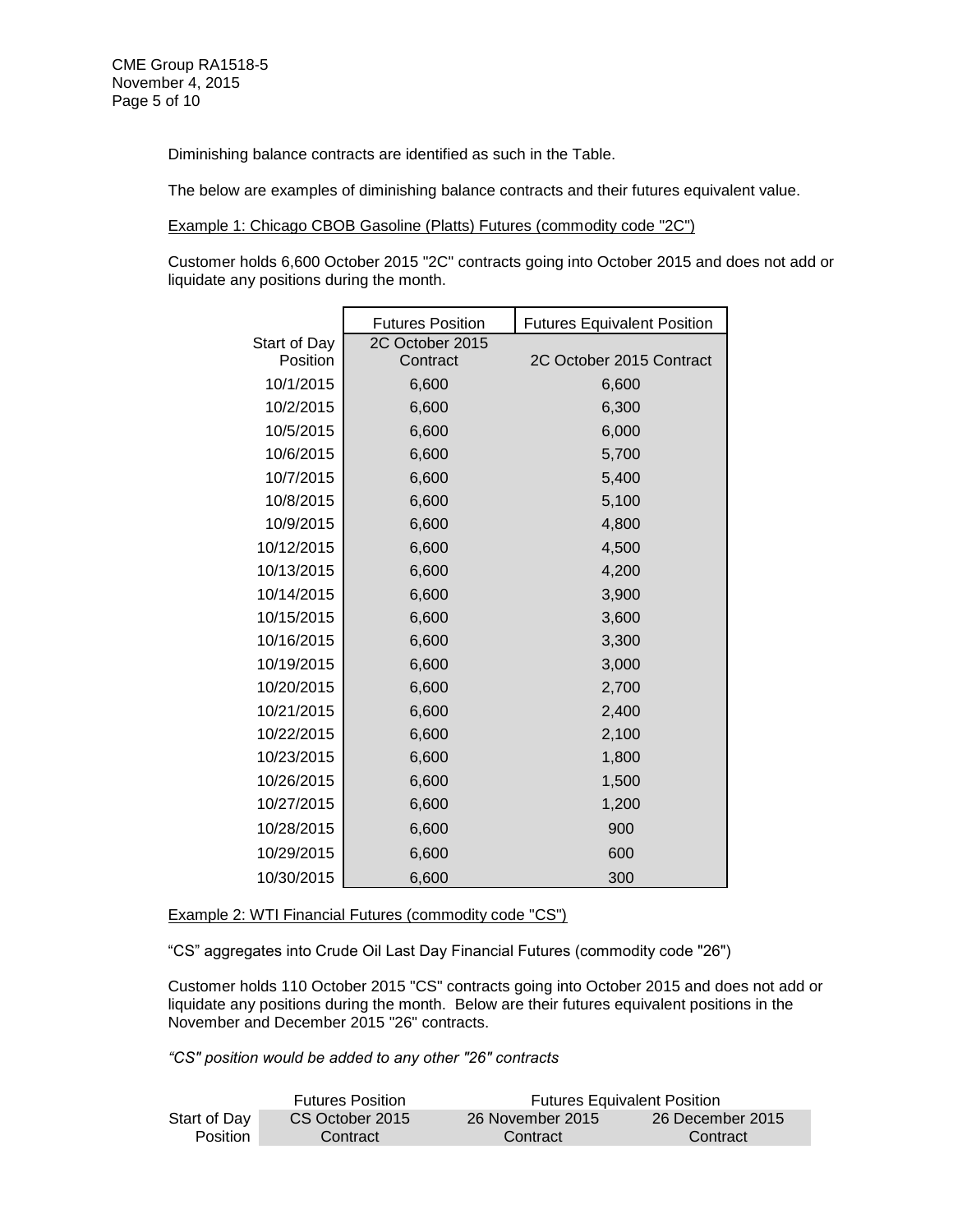Diminishing balance contracts are identified as such in the Table.

The below are examples of diminishing balance contracts and their futures equivalent value.

Example 1: Chicago CBOB Gasoline (Platts) Futures (commodity code "2C")

Customer holds 6,600 October 2015 "2C" contracts going into October 2015 and does not add or liquidate any positions during the month.

| Start of Day Position | Futures Position<br>2C October 2015 Contract | Futures Equivalent Position<br>2C October 2015 Contract |
|---|---|---|
| 10/1/2015 | 6,600 | 6,600 |
| 10/2/2015 | 6,600 | 6,300 |
| 10/5/2015 | 6,600 | 6,000 |
| 10/6/2015 | 6,600 | 5,700 |
| 10/7/2015 | 6,600 | 5,400 |
| 10/8/2015 | 6,600 | 5,100 |
| 10/9/2015 | 6,600 | 4,800 |
| 10/12/2015 | 6,600 | 4,500 |
| 10/13/2015 | 6,600 | 4,200 |
| 10/14/2015 | 6,600 | 3,900 |
| 10/15/2015 | 6,600 | 3,600 |
| 10/16/2015 | 6,600 | 3,300 |
| 10/19/2015 | 6,600 | 3,000 |
| 10/20/2015 | 6,600 | 2,700 |
| 10/21/2015 | 6,600 | 2,400 |
| 10/22/2015 | 6,600 | 2,100 |
| 10/23/2015 | 6,600 | 1,800 |
| 10/26/2015 | 6,600 | 1,500 |
| 10/27/2015 | 6,600 | 1,200 |
| 10/28/2015 | 6,600 | 900 |
| 10/29/2015 | 6,600 | 600 |
| 10/30/2015 | 6,600 | 300 |

Example 2: WTI Financial Futures (commodity code "CS")

"CS" aggregates into Crude Oil Last Day Financial Futures (commodity code "26")

Customer holds 110 October 2015 "CS" contracts going into October 2015 and does not add or liquidate any positions during the month. Below are their futures equivalent positions in the November and December 2015 "26" contracts.

*"CS" position would be added to any other "26" contracts*

| | Futures Position | Futures Equivalent Position | |
|---|---|---|---|
| Start of Day Position | CS October 2015 Contract | 26 November 2015 Contract | 26 December 2015 Contract |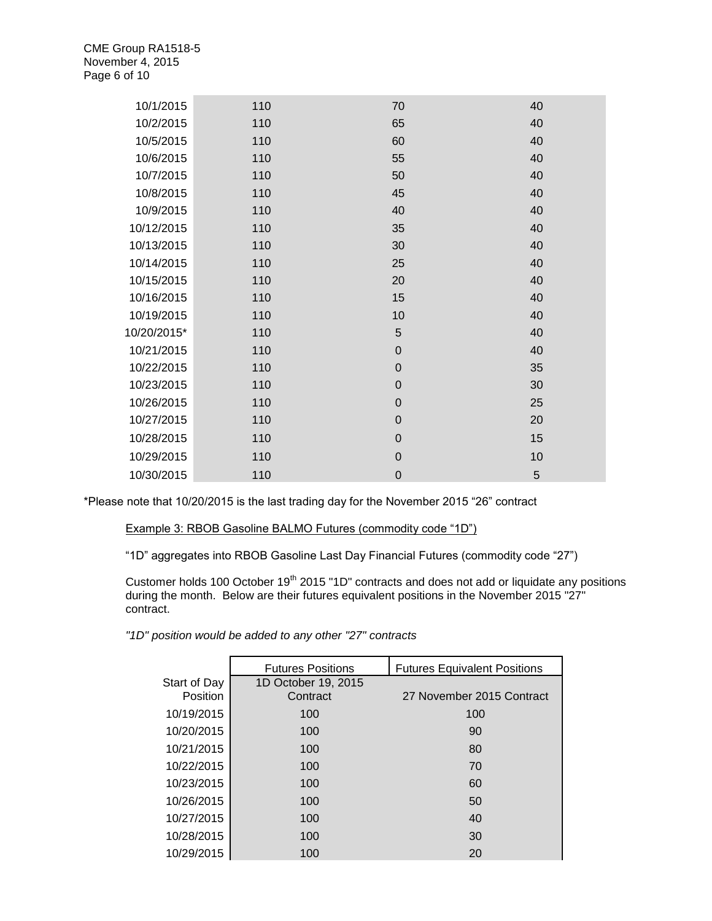| | | | |
|---|---|---|---|
| 10/1/2015 | 110 | 70 | 40 |
| 10/2/2015 | 110 | 65 | 40 |
| 10/5/2015 | 110 | 60 | 40 |
| 10/6/2015 | 110 | 55 | 40 |
| 10/7/2015 | 110 | 50 | 40 |
| 10/8/2015 | 110 | 45 | 40 |
| 10/9/2015 | 110 | 40 | 40 |
| 10/12/2015 | 110 | 35 | 40 |
| 10/13/2015 | 110 | 30 | 40 |
| 10/14/2015 | 110 | 25 | 40 |
| 10/15/2015 | 110 | 20 | 40 |
| 10/16/2015 | 110 | 15 | 40 |
| 10/19/2015 | 110 | 10 | 40 |
| 10/20/2015* | 110 | 5 | 40 |
| 10/21/2015 | 110 | 0 | 40 |
| 10/22/2015 | 110 | 0 | 35 |
| 10/23/2015 | 110 | 0 | 30 |
| 10/26/2015 | 110 | 0 | 25 |
| 10/27/2015 | 110 | 0 | 20 |
| 10/28/2015 | 110 | 0 | 15 |
| 10/29/2015 | 110 | 0 | 10 |
| 10/30/2015 | 110 | 0 | 5 |

*Please note that 10/20/2015 is the last trading day for the November 2015 "26" contract

Example 3: RBOB Gasoline BALMO Futures (commodity code "1D")

"1D" aggregates into RBOB Gasoline Last Day Financial Futures (commodity code "27")

Customer holds 100 October 19th 2015 "1D" contracts and does not add or liquidate any positions during the month. Below are their futures equivalent positions in the November 2015 "27" contract.

*"1D" position would be added to any other "27" contracts*

| Start of Day Position | Futures Positions<br>1D October 19, 2015 Contract | Futures Equivalent Positions<br>27 November 2015 Contract |
|---|---|---|
| 10/19/2015 | 100 | 100 |
| 10/20/2015 | 100 | 90 |
| 10/21/2015 | 100 | 80 |
| 10/22/2015 | 100 | 70 |
| 10/23/2015 | 100 | 60 |
| 10/26/2015 | 100 | 50 |
| 10/27/2015 | 100 | 40 |
| 10/28/2015 | 100 | 30 |
| 10/29/2015 | 100 | 20 |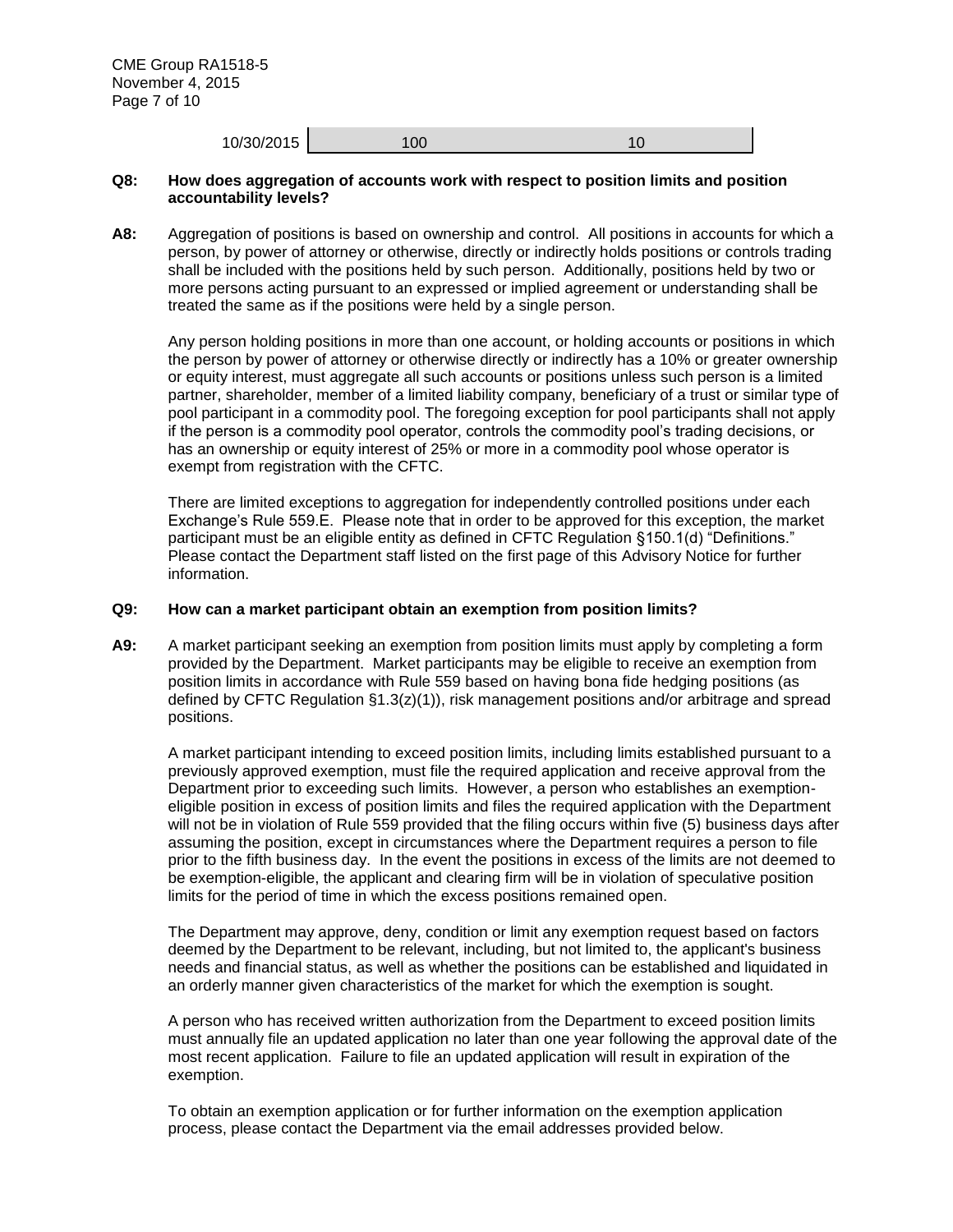| 10/30/2015 | 100 | 10 |
|---|---|---|

**Q8: How does aggregation of accounts work with respect to position limits and position accountability levels?**

**A8:** Aggregation of positions is based on ownership and control. All positions in accounts for which a person, by power of attorney or otherwise, directly or indirectly holds positions or controls trading shall be included with the positions held by such person. Additionally, positions held by two or more persons acting pursuant to an expressed or implied agreement or understanding shall be treated the same as if the positions were held by a single person.

Any person holding positions in more than one account, or holding accounts or positions in which the person by power of attorney or otherwise directly or indirectly has a 10% or greater ownership or equity interest, must aggregate all such accounts or positions unless such person is a limited partner, shareholder, member of a limited liability company, beneficiary of a trust or similar type of pool participant in a commodity pool. The foregoing exception for pool participants shall not apply if the person is a commodity pool operator, controls the commodity pool's trading decisions, or has an ownership or equity interest of 25% or more in a commodity pool whose operator is exempt from registration with the CFTC.

There are limited exceptions to aggregation for independently controlled positions under each Exchange's Rule 559.E. Please note that in order to be approved for this exception, the market participant must be an eligible entity as defined in CFTC Regulation §150.1(d) "Definitions." Please contact the Department staff listed on the first page of this Advisory Notice for further information.

**Q9: How can a market participant obtain an exemption from position limits?**

**A9:** A market participant seeking an exemption from position limits must apply by completing a form provided by the Department. Market participants may be eligible to receive an exemption from position limits in accordance with Rule 559 based on having bona fide hedging positions (as defined by CFTC Regulation §1.3(z)(1)), risk management positions and/or arbitrage and spread positions.

A market participant intending to exceed position limits, including limits established pursuant to a previously approved exemption, must file the required application and receive approval from the Department prior to exceeding such limits. However, a person who establishes an exemption-eligible position in excess of position limits and files the required application with the Department will not be in violation of Rule 559 provided that the filing occurs within five (5) business days after assuming the position, except in circumstances where the Department requires a person to file prior to the fifth business day. In the event the positions in excess of the limits are not deemed to be exemption-eligible, the applicant and clearing firm will be in violation of speculative position limits for the period of time in which the excess positions remained open.

The Department may approve, deny, condition or limit any exemption request based on factors deemed by the Department to be relevant, including, but not limited to, the applicant's business needs and financial status, as well as whether the positions can be established and liquidated in an orderly manner given characteristics of the market for which the exemption is sought.

A person who has received written authorization from the Department to exceed position limits must annually file an updated application no later than one year following the approval date of the most recent application. Failure to file an updated application will result in expiration of the exemption.

To obtain an exemption application or for further information on the exemption application process, please contact the Department via the email addresses provided below.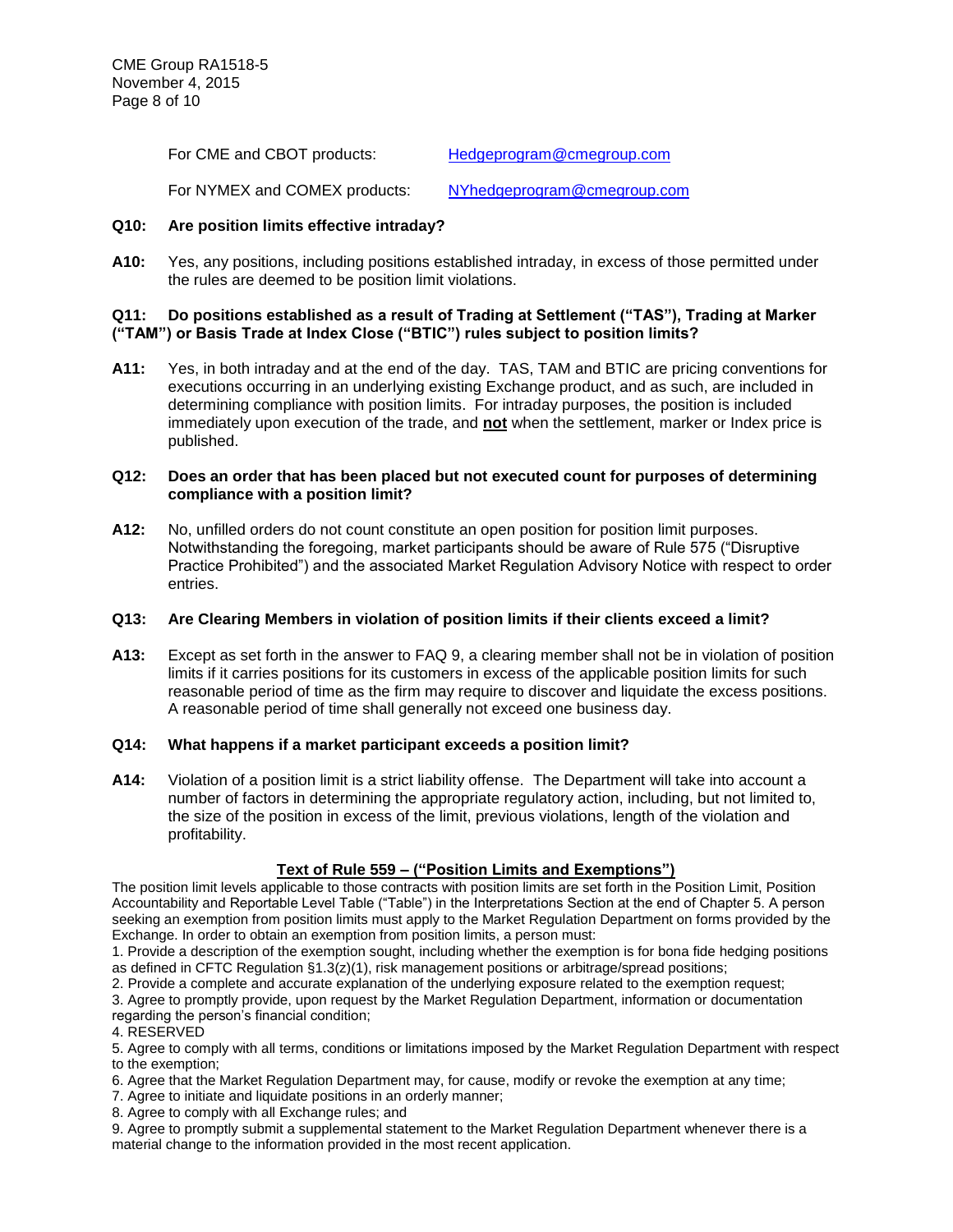For CME and CBOT products: Hedgeprogram@cmegroup.com

For NYMEX and COMEX products: NYhedgeprogram@cmegroup.com

**Q10: Are position limits effective intraday?**

**A10:** Yes, any positions, including positions established intraday, in excess of those permitted under the rules are deemed to be position limit violations.

**Q11: Do positions established as a result of Trading at Settlement ("TAS"), Trading at Marker ("TAM") or Basis Trade at Index Close ("BTIC") rules subject to position limits?**

**A11:** Yes, in both intraday and at the end of the day. TAS, TAM and BTIC are pricing conventions for executions occurring in an underlying existing Exchange product, and as such, are included in determining compliance with position limits. For intraday purposes, the position is included immediately upon execution of the trade, and **not** when the settlement, marker or Index price is published.

**Q12: Does an order that has been placed but not executed count for purposes of determining compliance with a position limit?**

**A12:** No, unfilled orders do not count constitute an open position for position limit purposes. Notwithstanding the foregoing, market participants should be aware of Rule 575 ("Disruptive Practice Prohibited") and the associated Market Regulation Advisory Notice with respect to order entries.

**Q13: Are Clearing Members in violation of position limits if their clients exceed a limit?**

**A13:** Except as set forth in the answer to FAQ 9, a clearing member shall not be in violation of position limits if it carries positions for its customers in excess of the applicable position limits for such reasonable period of time as the firm may require to discover and liquidate the excess positions. A reasonable period of time shall generally not exceed one business day.

**Q14: What happens if a market participant exceeds a position limit?**

**A14:** Violation of a position limit is a strict liability offense. The Department will take into account a number of factors in determining the appropriate regulatory action, including, but not limited to, the size of the position in excess of the limit, previous violations, length of the violation and profitability.

## Text of Rule 559 – ("Position Limits and Exemptions")

The position limit levels applicable to those contracts with position limits are set forth in the Position Limit, Position Accountability and Reportable Level Table ("Table") in the Interpretations Section at the end of Chapter 5. A person seeking an exemption from position limits must apply to the Market Regulation Department on forms provided by the Exchange. In order to obtain an exemption from position limits, a person must:

1. Provide a description of the exemption sought, including whether the exemption is for bona fide hedging positions as defined in CFTC Regulation §1.3(z)(1), risk management positions or arbitrage/spread positions;
2. Provide a complete and accurate explanation of the underlying exposure related to the exemption request;
3. Agree to promptly provide, upon request by the Market Regulation Department, information or documentation regarding the person's financial condition;
4. RESERVED
5. Agree to comply with all terms, conditions or limitations imposed by the Market Regulation Department with respect to the exemption;
6. Agree that the Market Regulation Department may, for cause, modify or revoke the exemption at any time;
7. Agree to initiate and liquidate positions in an orderly manner;
8. Agree to comply with all Exchange rules; and
9. Agree to promptly submit a supplemental statement to the Market Regulation Department whenever there is a material change to the information provided in the most recent application.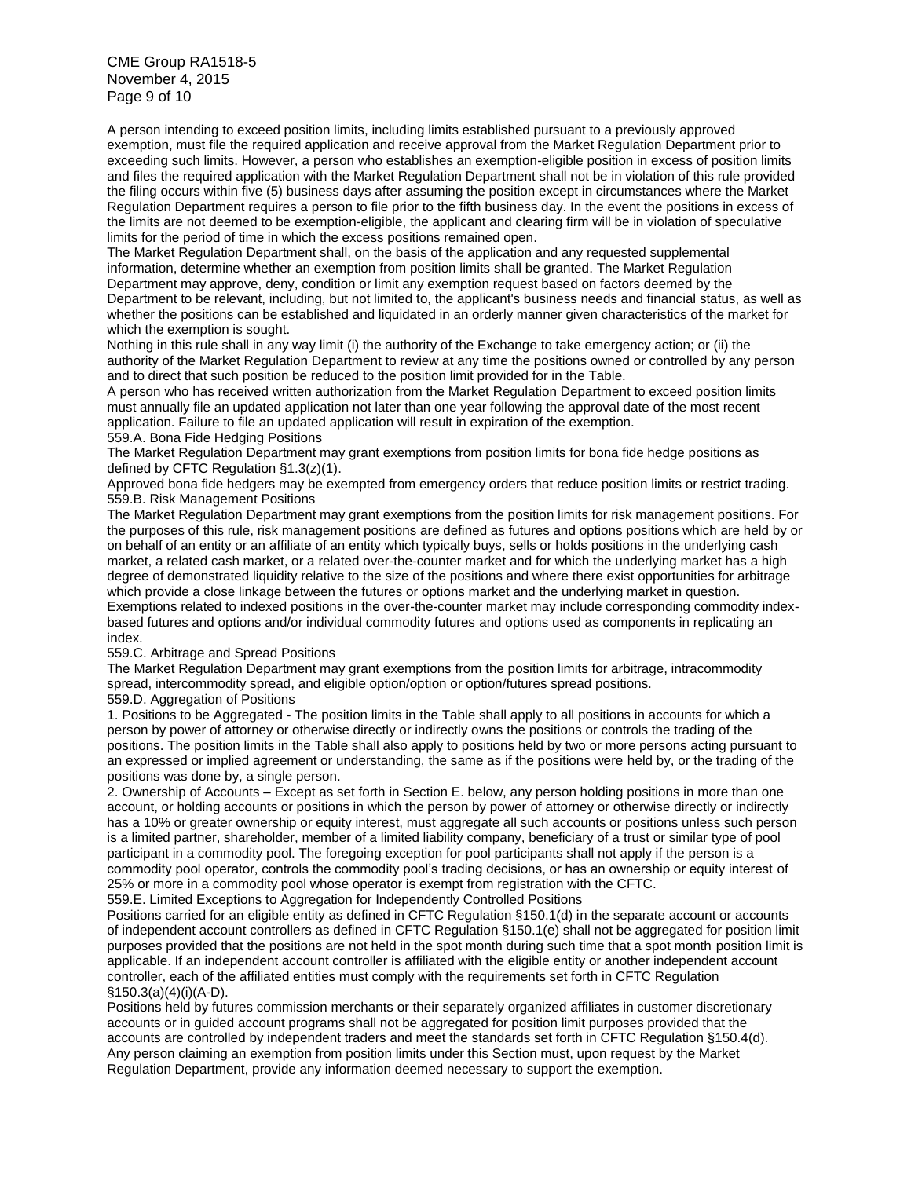A person intending to exceed position limits, including limits established pursuant to a previously approved exemption, must file the required application and receive approval from the Market Regulation Department prior to exceeding such limits. However, a person who establishes an exemption-eligible position in excess of position limits and files the required application with the Market Regulation Department shall not be in violation of this rule provided the filing occurs within five (5) business days after assuming the position except in circumstances where the Market Regulation Department requires a person to file prior to the fifth business day. In the event the positions in excess of the limits are not deemed to be exemption-eligible, the applicant and clearing firm will be in violation of speculative limits for the period of time in which the excess positions remained open.

The Market Regulation Department shall, on the basis of the application and any requested supplemental information, determine whether an exemption from position limits shall be granted. The Market Regulation Department may approve, deny, condition or limit any exemption request based on factors deemed by the Department to be relevant, including, but not limited to, the applicant's business needs and financial status, as well as whether the positions can be established and liquidated in an orderly manner given characteristics of the market for which the exemption is sought.

Nothing in this rule shall in any way limit (i) the authority of the Exchange to take emergency action; or (ii) the authority of the Market Regulation Department to review at any time the positions owned or controlled by any person and to direct that such position be reduced to the position limit provided for in the Table.

A person who has received written authorization from the Market Regulation Department to exceed position limits must annually file an updated application not later than one year following the approval date of the most recent application. Failure to file an updated application will result in expiration of the exemption.

559.A. Bona Fide Hedging Positions

The Market Regulation Department may grant exemptions from position limits for bona fide hedge positions as defined by CFTC Regulation §1.3(z)(1).

Approved bona fide hedgers may be exempted from emergency orders that reduce position limits or restrict trading.

559.B. Risk Management Positions

The Market Regulation Department may grant exemptions from the position limits for risk management positions. For the purposes of this rule, risk management positions are defined as futures and options positions which are held by or on behalf of an entity or an affiliate of an entity which typically buys, sells or holds positions in the underlying cash market, a related cash market, or a related over-the-counter market and for which the underlying market has a high degree of demonstrated liquidity relative to the size of the positions and where there exist opportunities for arbitrage which provide a close linkage between the futures or options market and the underlying market in question. Exemptions related to indexed positions in the over-the-counter market may include corresponding commodity index-based futures and options and/or individual commodity futures and options used as components in replicating an index.

559.C. Arbitrage and Spread Positions

The Market Regulation Department may grant exemptions from the position limits for arbitrage, intracommodity spread, intercommodity spread, and eligible option/option or option/futures spread positions.

559.D. Aggregation of Positions

1. Positions to be Aggregated - The position limits in the Table shall apply to all positions in accounts for which a person by power of attorney or otherwise directly or indirectly owns the positions or controls the trading of the positions. The position limits in the Table shall also apply to positions held by two or more persons acting pursuant to an expressed or implied agreement or understanding, the same as if the positions were held by, or the trading of the positions was done by, a single person.

2. Ownership of Accounts – Except as set forth in Section E. below, any person holding positions in more than one account, or holding accounts or positions in which the person by power of attorney or otherwise directly or indirectly has a 10% or greater ownership or equity interest, must aggregate all such accounts or positions unless such person is a limited partner, shareholder, member of a limited liability company, beneficiary of a trust or similar type of pool participant in a commodity pool. The foregoing exception for pool participants shall not apply if the person is a commodity pool operator, controls the commodity pool's trading decisions, or has an ownership or equity interest of 25% or more in a commodity pool whose operator is exempt from registration with the CFTC.

559.E. Limited Exceptions to Aggregation for Independently Controlled Positions

Positions carried for an eligible entity as defined in CFTC Regulation §150.1(d) in the separate account or accounts of independent account controllers as defined in CFTC Regulation §150.1(e) shall not be aggregated for position limit purposes provided that the positions are not held in the spot month during such time that a spot month position limit is applicable. If an independent account controller is affiliated with the eligible entity or another independent account controller, each of the affiliated entities must comply with the requirements set forth in CFTC Regulation §150.3(a)(4)(i)(A-D).

Positions held by futures commission merchants or their separately organized affiliates in customer discretionary accounts or in guided account programs shall not be aggregated for position limit purposes provided that the accounts are controlled by independent traders and meet the standards set forth in CFTC Regulation §150.4(d).

Any person claiming an exemption from position limits under this Section must, upon request by the Market Regulation Department, provide any information deemed necessary to support the exemption.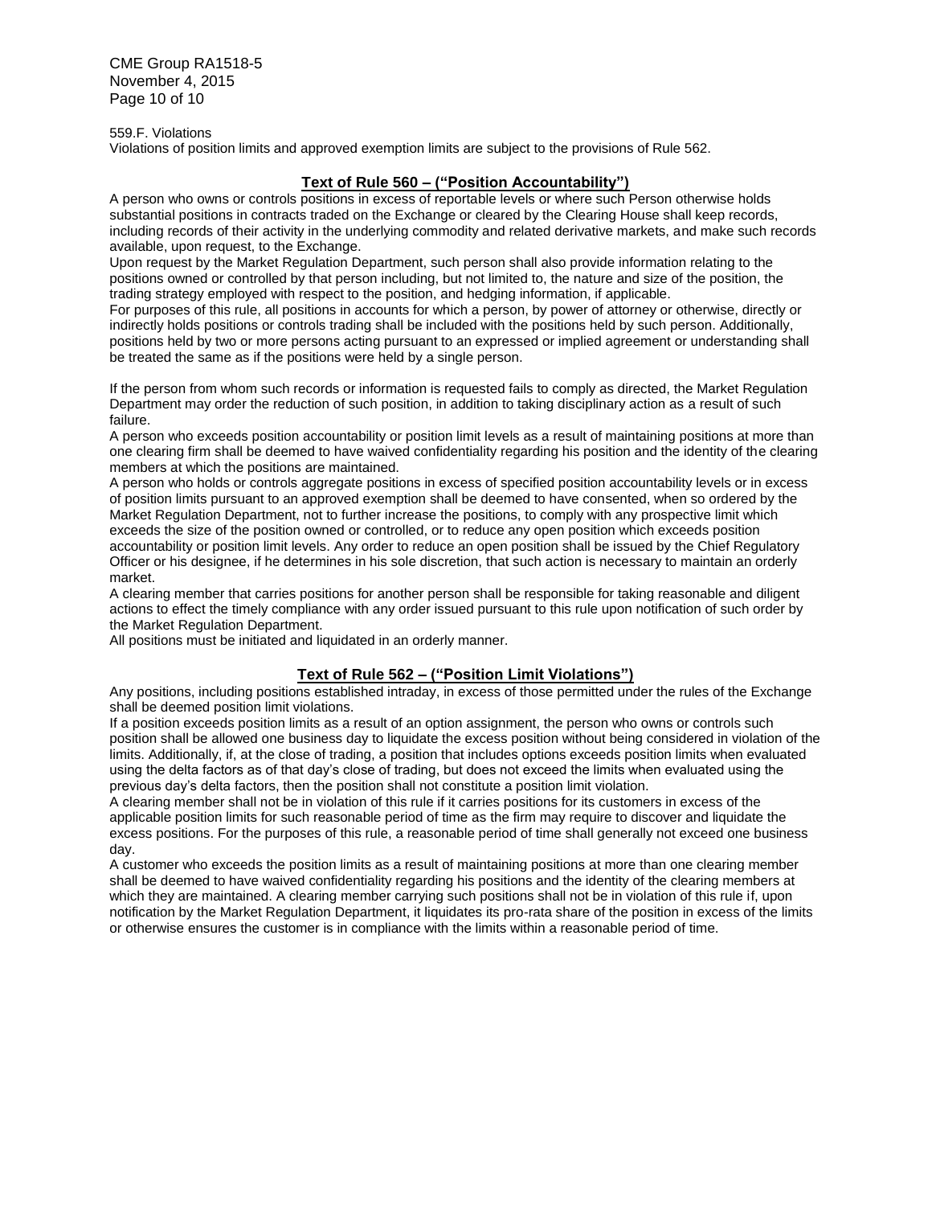559.F. Violations

Violations of position limits and approved exemption limits are subject to the provisions of Rule 562.

## Text of Rule 560 – ("Position Accountability")

A person who owns or controls positions in excess of reportable levels or where such Person otherwise holds substantial positions in contracts traded on the Exchange or cleared by the Clearing House shall keep records, including records of their activity in the underlying commodity and related derivative markets, and make such records available, upon request, to the Exchange.

Upon request by the Market Regulation Department, such person shall also provide information relating to the positions owned or controlled by that person including, but not limited to, the nature and size of the position, the trading strategy employed with respect to the position, and hedging information, if applicable.

For purposes of this rule, all positions in accounts for which a person, by power of attorney or otherwise, directly or indirectly holds positions or controls trading shall be included with the positions held by such person. Additionally, positions held by two or more persons acting pursuant to an expressed or implied agreement or understanding shall be treated the same as if the positions were held by a single person.

If the person from whom such records or information is requested fails to comply as directed, the Market Regulation Department may order the reduction of such position, in addition to taking disciplinary action as a result of such failure.

A person who exceeds position accountability or position limit levels as a result of maintaining positions at more than one clearing firm shall be deemed to have waived confidentiality regarding his position and the identity of the clearing members at which the positions are maintained.

A person who holds or controls aggregate positions in excess of specified position accountability levels or in excess of position limits pursuant to an approved exemption shall be deemed to have consented, when so ordered by the Market Regulation Department, not to further increase the positions, to comply with any prospective limit which exceeds the size of the position owned or controlled, or to reduce any open position which exceeds position accountability or position limit levels. Any order to reduce an open position shall be issued by the Chief Regulatory Officer or his designee, if he determines in his sole discretion, that such action is necessary to maintain an orderly market.

A clearing member that carries positions for another person shall be responsible for taking reasonable and diligent actions to effect the timely compliance with any order issued pursuant to this rule upon notification of such order by the Market Regulation Department.

All positions must be initiated and liquidated in an orderly manner.

## Text of Rule 562 – ("Position Limit Violations")

Any positions, including positions established intraday, in excess of those permitted under the rules of the Exchange shall be deemed position limit violations.

If a position exceeds position limits as a result of an option assignment, the person who owns or controls such position shall be allowed one business day to liquidate the excess position without being considered in violation of the limits. Additionally, if, at the close of trading, a position that includes options exceeds position limits when evaluated using the delta factors as of that day's close of trading, but does not exceed the limits when evaluated using the previous day's delta factors, then the position shall not constitute a position limit violation.

A clearing member shall not be in violation of this rule if it carries positions for its customers in excess of the applicable position limits for such reasonable period of time as the firm may require to discover and liquidate the excess positions. For the purposes of this rule, a reasonable period of time shall generally not exceed one business day.

A customer who exceeds the position limits as a result of maintaining positions at more than one clearing member shall be deemed to have waived confidentiality regarding his positions and the identity of the clearing members at which they are maintained. A clearing member carrying such positions shall not be in violation of this rule if, upon notification by the Market Regulation Department, it liquidates its pro-rata share of the position in excess of the limits or otherwise ensures the customer is in compliance with the limits within a reasonable period of time.